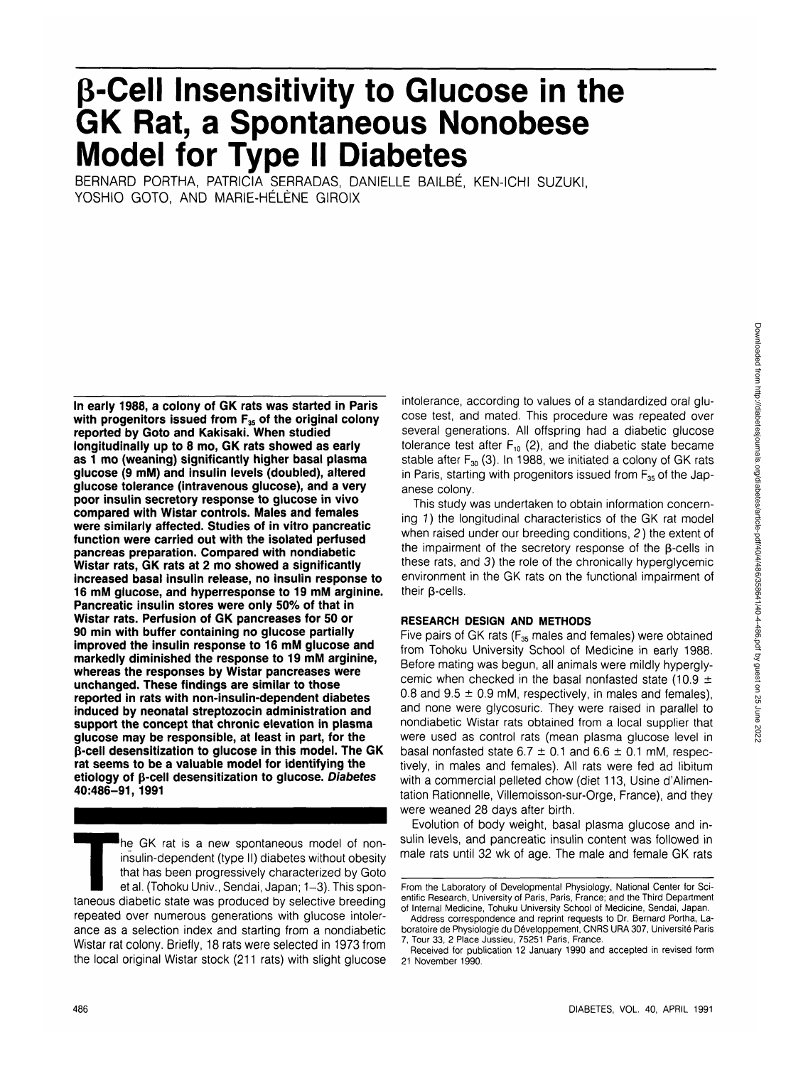# β-Cell Insensitivity to Glucose in the GK Rat, a Spontaneous Nonobese Model for Type II Diabetes

BERNARD PORTHA, PATRICIA SERRADAS, DANIELLE BAILBÉ, KEN-ICHI SUZUKI, YOSHIO GOTO, AND MARIE-HÉLÈNE GIROIX

**In early 1988, a colony of GK rats was started in Paris with progenitors issued from $F_{35}$ of the original colony reported by Goto and Kakisaki. When studied longitudinally up to 8 mo, GK rats showed as early as 1 mo (weaning) significantly higher basal plasma glucose (9 mM) and insulin levels (doubled), altered glucose tolerance (intravenous glucose), and a very poor insulin secretory response to glucose in vivo compared with Wistar controls. Males and females were similarly affected. Studies of in vitro pancreatic function were carried out with the isolated perfused pancreas preparation. Compared with nondiabetic Wistar rats, GK rats at 2 mo showed a significantly increased basal insulin release, no insulin response to 16 mM glucose, and hyperresponse to 19 mM arginine. Pancreatic insulin stores were only 50% of that in Wistar rats. Perfusion of GK pancreases for 50 or 90 min with buffer containing no glucose partially improved the insulin response to 16 mM glucose and markedly diminished the response to 19 mM arginine, whereas the responses by Wistar pancreases were unchanged. These findings are similar to those reported in rats with non-insulin-dependent diabetes induced by neonatal streptozocin administration and support the concept that chronic elevation in plasma glucose may be responsible, at least in part, for the β-cell desensitization to glucose in this model. The GK rat seems to be a valuable model for identifying the etiology of β-cell desensitization to glucose.** ***Diabetes* 40:486–91, 1991**

The GK rat is a new spontaneous model of non-insulin-dependent (type II) diabetes without obesity that has been progressively characterized by Goto et al. (Tohoku Univ., Sendai, Japan; 1–3). This spontaneous diabetic state was produced by selective breeding repeated over numerous generations with glucose intolerance as a selection index and starting from a nondiabetic Wistar rat colony. Briefly, 18 rats were selected in 1973 from the local original Wistar stock (211 rats) with slight glucose intolerance, according to values of a standardized oral glucose test, and mated. This procedure was repeated over several generations. All offspring had a diabetic glucose tolerance test after $F_{10}$ (2), and the diabetic state became stable after $F_{30}$ (3). In 1988, we initiated a colony of GK rats in Paris, starting with progenitors issued from $F_{35}$ of the Japanese colony.

This study was undertaken to obtain information concerning *1*) the longitudinal characteristics of the GK rat model when raised under our breeding conditions, *2*) the extent of the impairment of the secretory response of the β-cells in these rats, and *3*) the role of the chronically hyperglycemic environment in the GK rats on the functional impairment of their β-cells.

## RESEARCH DESIGN AND METHODS

Five pairs of GK rats ($F_{35}$ males and females) were obtained from Tohoku University School of Medicine in early 1988. Before mating was begun, all animals were mildly hyperglycemic when checked in the basal nonfasted state (10.9 ± 0.8 and 9.5 ± 0.9 mM, respectively, in males and females), and none were glycosuric. They were raised in parallel to nondiabetic Wistar rats obtained from a local supplier that were used as control rats (mean plasma glucose level in basal nonfasted state 6.7 ± 0.1 and 6.6 ± 0.1 mM, respectively, in males and females). All rats were fed ad libitum with a commercial pelleted chow (diet 113, Usine d'Alimentation Rationnelle, Villemoisson-sur-Orge, France), and they were weaned 28 days after birth.

Evolution of body weight, basal plasma glucose and insulin levels, and pancreatic insulin content was followed in male rats until 32 wk of age. The male and female GK rats

From the Laboratory of Developmental Physiology, National Center for Scientific Research, University of Paris, Paris, France; and the Third Department of Internal Medicine, Tohoku University School of Medicine, Sendai, Japan.

Address correspondence and reprint requests to Dr. Bernard Portha, Laboratoire de Physiologie du Développement, CNRS URA 307, Université Paris 7, Tour 33, 2 Place Jussieu, 75251 Paris, France.

Received for publication 12 January 1990 and accepted in revised form 21 November 1990.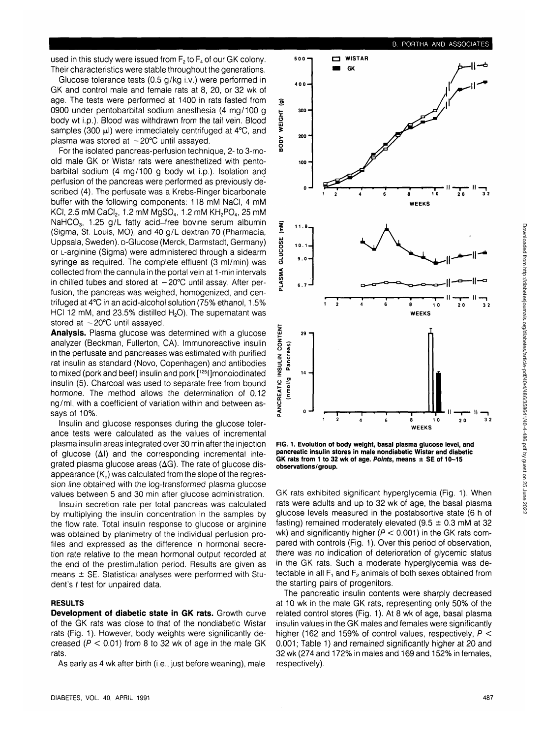used in this study were issued from $F_2$ to $F_4$ of our GK colony. Their characteristics were stable throughout the generations.

Glucose tolerance tests (0.5 g/kg i.v.) were performed in GK and control male and female rats at 8, 20, or 32 wk of age. The tests were performed at 1400 in rats fasted from 0900 under pentobarbital sodium anesthesia (4 mg/100 g body wt i.p.). Blood was withdrawn from the tail vein. Blood samples (300 μl) were immediately centrifuged at 4°C, and plasma was stored at −20°C until assayed.

For the isolated pancreas-perfusion technique, 2- to 3-mo-old male GK or Wistar rats were anesthetized with pentobarbital sodium (4 mg/100 g body wt i.p.). Isolation and perfusion of the pancreas were performed as previously described (4). The perfusate was a Krebs-Ringer bicarbonate buffer with the following components: 118 mM NaCl, 4 mM KCl, 2.5 mM $CaCl_2$, 1.2 mM $MgSO_4$, 1.2 mM $KH_2PO_4$, 25 mM $NaHCO_3$, 1.25 g/L fatty acid–free bovine serum albumin (Sigma, St. Louis, MO), and 40 g/L dextran 70 (Pharmacia, Uppsala, Sweden). D-Glucose (Merck, Darmstadt, Germany) or L-arginine (Sigma) were administered through a sidearm syringe as required. The complete effluent (3 ml/min) was collected from the cannula in the portal vein at 1-min intervals in chilled tubes and stored at −20°C until assay. After perfusion, the pancreas was weighed, homogenized, and centrifuged at 4°C in an acid-alcohol solution (75% ethanol, 1.5% HCl 12 mM, and 23.5% distilled $H_2O$). The supernatant was stored at −20°C until assayed.

**Analysis.** Plasma glucose was determined with a glucose analyzer (Beckman, Fullerton, CA). Immunoreactive insulin in the perfusate and pancreases was estimated with purified rat insulin as standard (Novo, Copenhagen) and antibodies to mixed (pork and beef) insulin and pork [$^{125}$I]monoiodinated insulin (5). Charcoal was used to separate free from bound hormone. The method allows the determination of 0.12 ng/ml, with a coefficient of variation within and between assays of 10%.

Insulin and glucose responses during the glucose tolerance tests were calculated as the values of incremental plasma insulin areas integrated over 30 min after the injection of glucose (ΔI) and the corresponding incremental integrated plasma glucose areas (ΔG). The rate of glucose disappearance ($K_d$) was calculated from the slope of the regression line obtained with the log-transformed plasma glucose values between 5 and 30 min after glucose administration.

Insulin secretion rate per total pancreas was calculated by multiplying the insulin concentration in the samples by the flow rate. Total insulin response to glucose or arginine was obtained by planimetry of the individual perfusion profiles and expressed as the difference in hormonal secretion rate relative to the mean hormonal output recorded at the end of the prestimulation period. Results are given as means ± SE. Statistical analyses were performed with Student's *t* test for unpaired data.

## RESULTS

**Development of diabetic state in GK rats.** Growth curve of the GK rats was close to that of the nondiabetic Wistar rats (Fig. 1). However, body weights were significantly decreased ($P < 0.01$) from 8 to 32 wk of age in the male GK rats.

As early as 4 wk after birth (i.e., just before weaning), male GK rats exhibited significant hyperglycemia (Fig. 1). When rats were adults and up to 32 wk of age, the basal plasma glucose levels measured in the postabsortive state (6 h of fasting) remained moderately elevated (9.5 ± 0.3 mM at 32 wk) and significantly higher ($P < 0.001$) in the GK rats compared with controls (Fig. 1). Over this period of observation, there was no indication of deterioration of glycemic status in the GK rats. Such a moderate hyperglycemia was detectable in all $F_1$ and $F_2$ animals of both sexes obtained from the starting pairs of progenitors.

The pancreatic insulin contents were sharply decreased at 10 wk in the male GK rats, representing only 50% of the related control stores (Fig. 1). At 8 wk of age, basal plasma insulin values in the GK males and females were significantly higher (162 and 159% of control values, respectively, $P < 0.001$; Table 1) and remained significantly higher at 20 and 32 wk (274 and 172% in males and 169 and 152% in females, respectively).

**FIG. 1. Evolution of body weight, basal plasma glucose level, and pancreatic insulin stores in male nondiabetic Wistar and diabetic GK rats from 1 to 32 wk of age. *Points*, means ± SE of 10–15 observations/group.**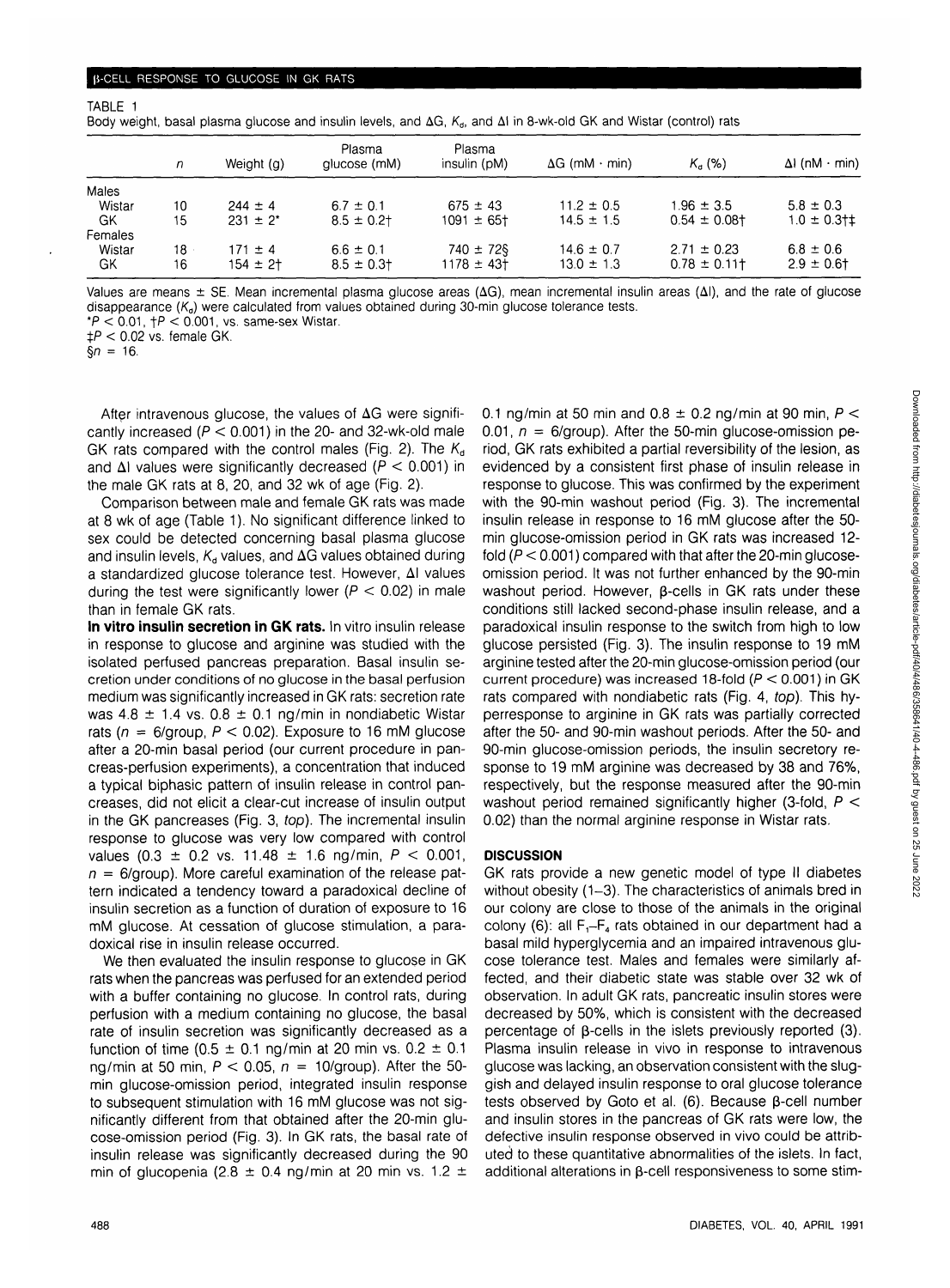TABLE 1

Body weight, basal plasma glucose and insulin levels, and ΔG, $K_d$, and ΔI in 8-wk-old GK and Wistar (control) rats

| | n | Weight (g) | Plasma glucose (mM) | Plasma insulin (pM) | ΔG (mM · min) | $K_d$ (%) | ΔI (nM · min) |
|---|---|---|---|---|---|---|---|
| Males | | | | | | | |
| Wistar | 10 | 244 ± 4 | 6.7 ± 0.1 | 675 ± 43 | 11.2 ± 0.5 | 1.96 ± 3.5 | 5.8 ± 0.3 |
| GK | 15 | 231 ± 2* | 8.5 ± 0.2† | 1091 ± 65† | 14.5 ± 1.5 | 0.54 ± 0.08† | 1.0 ± 0.3†‡ |
| Females | | | | | | | |
| Wistar | 18 | 171 ± 4 | 6.6 ± 0.1 | 740 ± 72§ | 14.6 ± 0.7 | 2.71 ± 0.23 | 6.8 ± 0.6 |
| GK | 16 | 154 ± 2† | 8.5 ± 0.3† | 1178 ± 43† | 13.0 ± 1.3 | 0.78 ± 0.11† | 2.9 ± 0.6† |

Values are means ± SE. Mean incremental plasma glucose areas (ΔG), mean incremental insulin areas (ΔI), and the rate of glucose disappearance ($K_d$) were calculated from values obtained during 30-min glucose tolerance tests.
*$P < 0.01$, †$P < 0.001$, vs. same-sex Wistar.
‡$P < 0.02$ vs. female GK.
§$n = 16$.

After intravenous glucose, the values of ΔG were significantly increased ($P < 0.001$) in the 20- and 32-wk-old male GK rats compared with the control males (Fig. 2). The $K_d$ and ΔI values were significantly decreased ($P < 0.001$) in the male GK rats at 8, 20, and 32 wk of age (Fig. 2).

Comparison between male and female GK rats was made at 8 wk of age (Table 1). No significant difference linked to sex could be detected concerning basal plasma glucose and insulin levels, $K_d$ values, and ΔG values obtained during a standardized glucose tolerance test. However, ΔI values during the test were significantly lower ($P < 0.02$) in male than in female GK rats.

**In vitro insulin secretion in GK rats.** In vitro insulin release in response to glucose and arginine was studied with the isolated perfused pancreas preparation. Basal insulin secretion under conditions of no glucose in the basal perfusion medium was significantly increased in GK rats: secretion rate was 4.8 ± 1.4 vs. 0.8 ± 0.1 ng/min in nondiabetic Wistar rats ($n = 6$/group, $P < 0.02$). Exposure to 16 mM glucose after a 20-min basal period (our current procedure in pancreas-perfusion experiments), a concentration that induced a typical biphasic pattern of insulin release in control pancreases, did not elicit a clear-cut increase of insulin output in the GK pancreases (Fig. 3, *top*). The incremental insulin response to glucose was very low compared with control values (0.3 ± 0.2 vs. 11.48 ± 1.6 ng/min, $P < 0.001$, $n = 6$/group). More careful examination of the release pattern indicated a tendency toward a paradoxical decline of insulin secretion as a function of duration of exposure to 16 mM glucose. At cessation of glucose stimulation, a paradoxical rise in insulin release occurred.

We then evaluated the insulin response to glucose in GK rats when the pancreas was perfused for an extended period with a buffer containing no glucose. In control rats, during perfusion with a medium containing no glucose, the basal rate of insulin secretion was significantly decreased as a function of time (0.5 ± 0.1 ng/min at 20 min vs. 0.2 ± 0.1 ng/min at 50 min, $P < 0.05$, $n = 10$/group). After the 50-min glucose-omission period, integrated insulin response to subsequent stimulation with 16 mM glucose was not significantly different from that obtained after the 20-min glucose-omission period (Fig. 3). In GK rats, the basal rate of insulin release was significantly decreased during the 90 min of glucopenia (2.8 ± 0.4 ng/min at 20 min vs. 1.2 ± 0.1 ng/min at 50 min and 0.8 ± 0.2 ng/min at 90 min, $P < 0.01$, $n = 6$/group). After the 50-min glucose-omission period, GK rats exhibited a partial reversibility of the lesion, as evidenced by a consistent first phase of insulin release in response to glucose. This was confirmed by the experiment with the 90-min washout period (Fig. 3). The incremental insulin release in response to 16 mM glucose after the 50-min glucose-omission period in GK rats was increased 12-fold ($P < 0.001$) compared with that after the 20-min glucose-omission period. It was not further enhanced by the 90-min washout period. However, β-cells in GK rats under these conditions still lacked second-phase insulin release, and a paradoxical insulin response to the switch from high to low glucose persisted (Fig. 3). The insulin response to 19 mM arginine tested after the 20-min glucose-omission period (our current procedure) was increased 18-fold ($P < 0.001$) in GK rats compared with nondiabetic rats (Fig. 4, *top*). This hyperresponse to arginine in GK rats was partially corrected after the 50- and 90-min washout periods. After the 50- and 90-min glucose-omission periods, the insulin secretory response to 19 mM arginine was decreased by 38 and 76%, respectively, but the response measured after the 90-min washout period remained significantly higher (3-fold, $P < 0.02$) than the normal arginine response in Wistar rats.

## DISCUSSION

GK rats provide a new genetic model of type II diabetes without obesity (1–3). The characteristics of animals bred in our colony are close to those of the animals in the original colony (6): all $F_1$–$F_4$ rats obtained in our department had a basal mild hyperglycemia and an impaired intravenous glucose tolerance test. Males and females were similarly affected, and their diabetic state was stable over 32 wk of observation. In adult GK rats, pancreatic insulin stores were decreased by 50%, which is consistent with the decreased percentage of β-cells in the islets previously reported (3). Plasma insulin release in vivo in response to intravenous glucose was lacking, an observation consistent with the sluggish and delayed insulin response to oral glucose tolerance tests observed by Goto et al. (6). Because β-cell number and insulin stores in the pancreas of GK rats were low, the defective insulin response observed in vivo could be attributed to these quantitative abnormalities of the islets. In fact, additional alterations in β-cell responsiveness to some stim-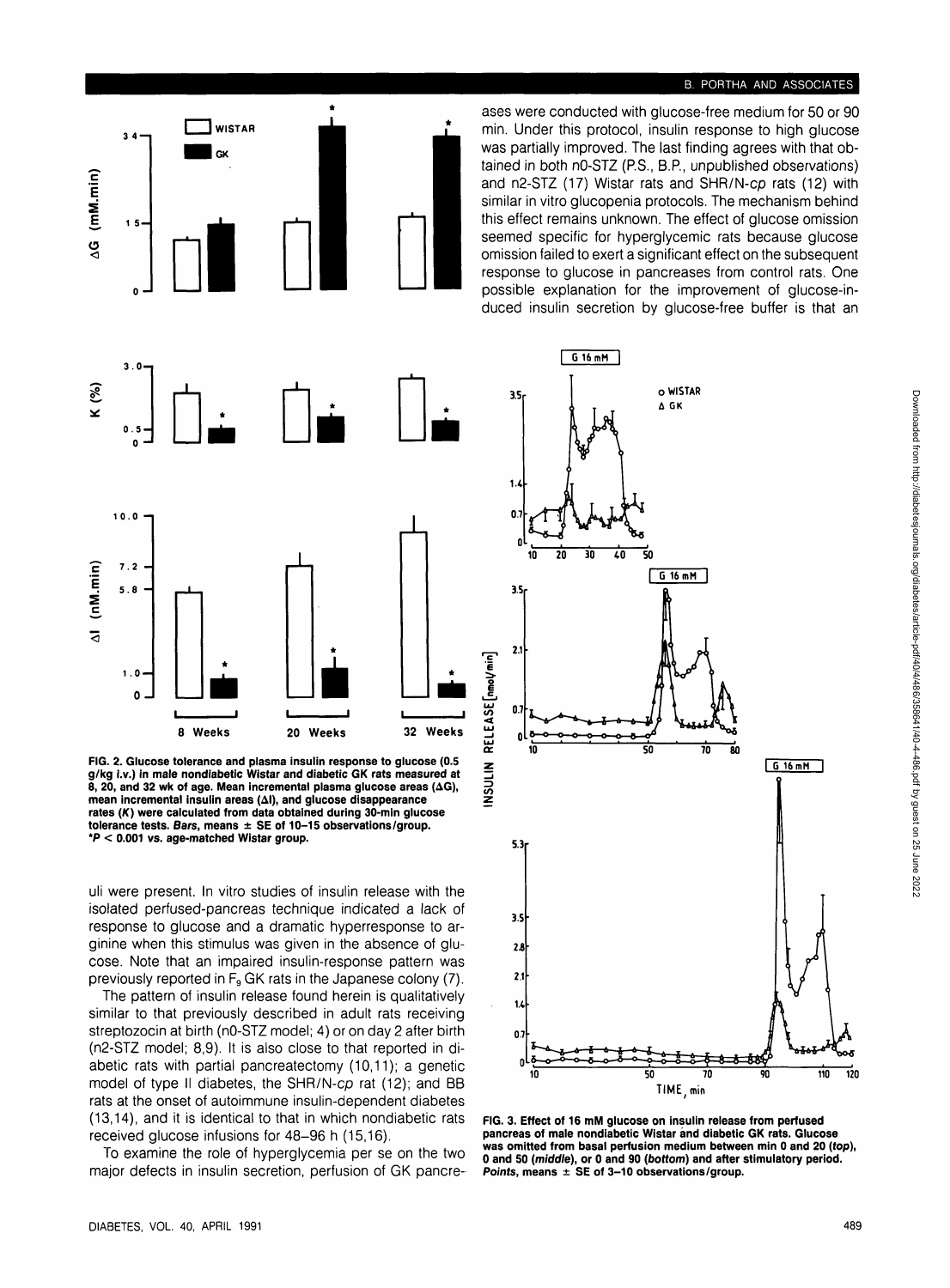ases were conducted with glucose-free medium for 50 or 90 min. Under this protocol, insulin response to high glucose was partially improved. The last finding agrees with that obtained in both n0-STZ (P.S., B.P., unpublished observations) and n2-STZ (17) Wistar rats and SHR/N-*cp* rats (12) with similar in vitro glucopenia protocols. The mechanism behind this effect remains unknown. The effect of glucose omission seemed specific for hyperglycemic rats because glucose omission failed to exert a significant effect on the subsequent response to glucose in pancreases from control rats. One possible explanation for the improvement of glucose-induced insulin secretion by glucose-free buffer is that an

**FIG. 2. Glucose tolerance and plasma insulin response to glucose (0.5 g/kg i.v.) in male nondiabetic Wistar and diabetic GK rats measured at 8, 20, and 32 wk of age. Mean incremental plasma glucose areas (ΔG), mean incremental insulin areas (ΔI), and glucose disappearance rates (*K*) were calculated from data obtained during 30-min glucose tolerance tests. *Bars*, means ± SE of 10–15 observations/group. \*P < 0.001 vs. age-matched Wistar group.**

**FIG. 3. Effect of 16 mM glucose on insulin release from perfused pancreas of male nondiabetic Wistar and diabetic GK rats. Glucose was omitted from basal perfusion medium between min 0 and 20 (*top*), 0 and 50 (*middle*), or 0 and 90 (*bottom*) and after stimulatory period. *Points*, means ± SE of 3–10 observations/group.**

uli were present. In vitro studies of insulin release with the isolated perfused-pancreas technique indicated a lack of response to glucose and a dramatic hyperresponse to arginine when this stimulus was given in the absence of glucose. Note that an impaired insulin-response pattern was previously reported in $F_9$ GK rats in the Japanese colony (7).

The pattern of insulin release found herein is qualitatively similar to that previously described in adult rats receiving streptozocin at birth (n0-STZ model; 4) or on day 2 after birth (n2-STZ model; 8,9). It is also close to that reported in diabetic rats with partial pancreatectomy (10,11); a genetic model of type II diabetes, the SHR/N-*cp* rat (12); and BB rats at the onset of autoimmune insulin-dependent diabetes (13,14), and it is identical to that in which nondiabetic rats received glucose infusions for 48–96 h (15,16).

To examine the role of hyperglycemia per se on the two major defects in insulin secretion, perfusion of GK pancre-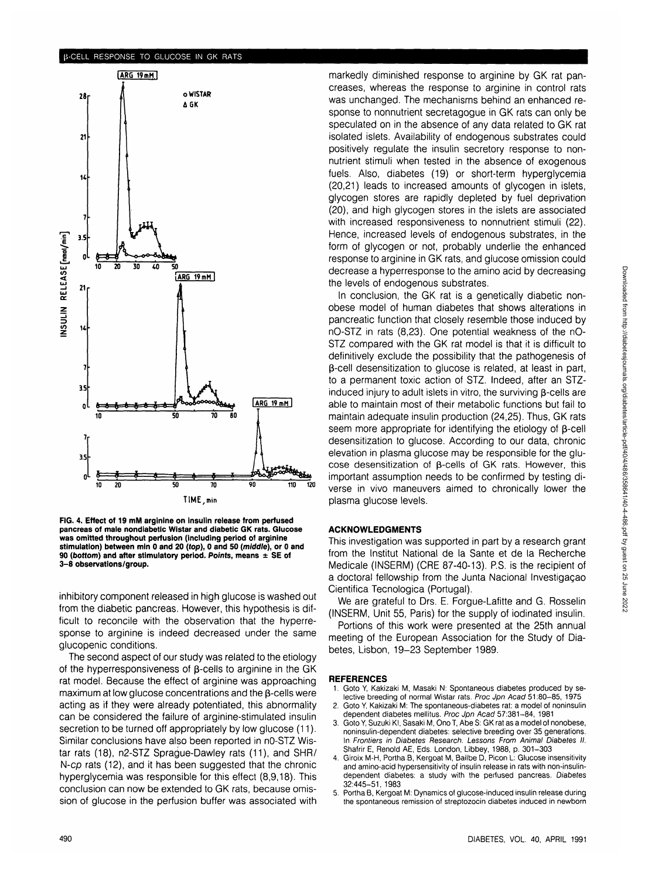FIG. 4. Effect of 19 mM arginine on insulin release from perfused pancreas of male nondiabetic Wistar and diabetic GK rats. Glucose was omitted throughout perfusion (including period of arginine stimulation) between min 0 and 20 (*top*), 0 and 50 (*middle*), or 0 and 90 (*bottom*) and after stimulatory period. *Points*, means ± SE of 3–8 observations/group.

inhibitory component released in high glucose is washed out from the diabetic pancreas. However, this hypothesis is difficult to reconcile with the observation that the hyperresponse to arginine is indeed decreased under the same glucopenic conditions.

The second aspect of our study was related to the etiology of the hyperresponsiveness of β-cells to arginine in the GK rat model. Because the effect of arginine was approaching maximum at low glucose concentrations and the β-cells were acting as if they were already potentiated, this abnormality can be considered the failure of arginine-stimulated insulin secretion to be turned off appropriately by low glucose (11). Similar conclusions have also been reported in n0-STZ Wistar rats (18), n2-STZ Sprague-Dawley rats (11), and SHR/N-*cp* rats (12), and it has been suggested that the chronic hyperglycemia was responsible for this effect (8,9,18). This conclusion can now be extended to GK rats, because omission of glucose in the perfusion buffer was associated with markedly diminished response to arginine by GK rat pancreases, whereas the response to arginine in control rats was unchanged. The mechanisms behind an enhanced response to nonnutrient secretagogue in GK rats can only be speculated on in the absence of any data related to GK rat isolated islets. Availability of endogenous substrates could positively regulate the insulin secretory response to nonnutrient stimuli when tested in the absence of exogenous fuels. Also, diabetes (19) or short-term hyperglycemia (20,21) leads to increased amounts of glycogen in islets, glycogen stores are rapidly depleted by fuel deprivation (20), and high glycogen stores in the islets are associated with increased responsiveness to nonnutrient stimuli (22). Hence, increased levels of endogenous substrates, in the form of glycogen or not, probably underlie the enhanced response to arginine in GK rats, and glucose omission could decrease a hyperresponse to the amino acid by decreasing the levels of endogenous substrates.

In conclusion, the GK rat is a genetically diabetic nonobese model of human diabetes that shows alterations in pancreatic function that closely resemble those induced by nO-STZ in rats (8,23). One potential weakness of the nO-STZ compared with the GK rat model is that it is difficult to definitively exclude the possibility that the pathogenesis of β-cell desensitization to glucose is related, at least in part, to a permanent toxic action of STZ. Indeed, after an STZ-induced injury to adult islets in vitro, the surviving β-cells are able to maintain most of their metabolic functions but fail to maintain adequate insulin production (24,25). Thus, GK rats seem more appropriate for identifying the etiology of β-cell desensitization to glucose. According to our data, chronic elevation in plasma glucose may be responsible for the glucose desensitization of β-cells of GK rats. However, this important assumption needs to be confirmed by testing diverse in vivo maneuvers aimed to chronically lower the plasma glucose levels.

## ACKNOWLEDGMENTS

This investigation was supported in part by a research grant from the Institut National de la Sante et de la Recherche Medicale (INSERM) (CRE 87-40-13). P.S. is the recipient of a doctoral fellowship from the Junta Nacional Investigaçao Cientifica Tecnologica (Portugal).

We are grateful to Drs. E. Forgue-Lafitte and G. Rosselin (INSERM, Unit 55, Paris) for the supply of iodinated insulin.

Portions of this work were presented at the 25th annual meeting of the European Association for the Study of Diabetes, Lisbon, 19–23 September 1989.

## REFERENCES

1. Goto Y, Kakizaki M, Masaki N: Spontaneous diabetes produced by selective breeding of normal Wistar rats. *Proc Jpn Acad* 51:80–85, 1975
2. Goto Y, Kakizaki M: The spontaneous-diabetes rat: a model of noninsulin dependent diabetes mellitus. *Proc Jpn Acad* 57:381–84, 1981
3. Goto Y, Suzuki KI, Sasaki M, Ono T, Abe S: GK rat as a model of nonobese, noninsulin-dependent diabetes: selective breeding over 35 generations. In *Frontiers in Diabetes Research. Lessons From Animal Diabetes II.* Shafrir E, Renold AE, Eds. London, Libbey, 1988, p. 301–303
4. Giroix M-H, Portha B, Kergoat M, Bailbe D, Picon L: Glucose insensitivity and amino-acid hypersensitivity of insulin release in rats with non-insulin-dependent diabetes: a study with the perfused pancreas. *Diabetes* 32:445–51, 1983
5. Portha B, Kergoat M: Dynamics of glucose-induced insulin release during the spontaneous remission of streptozocin diabetes induced in newborn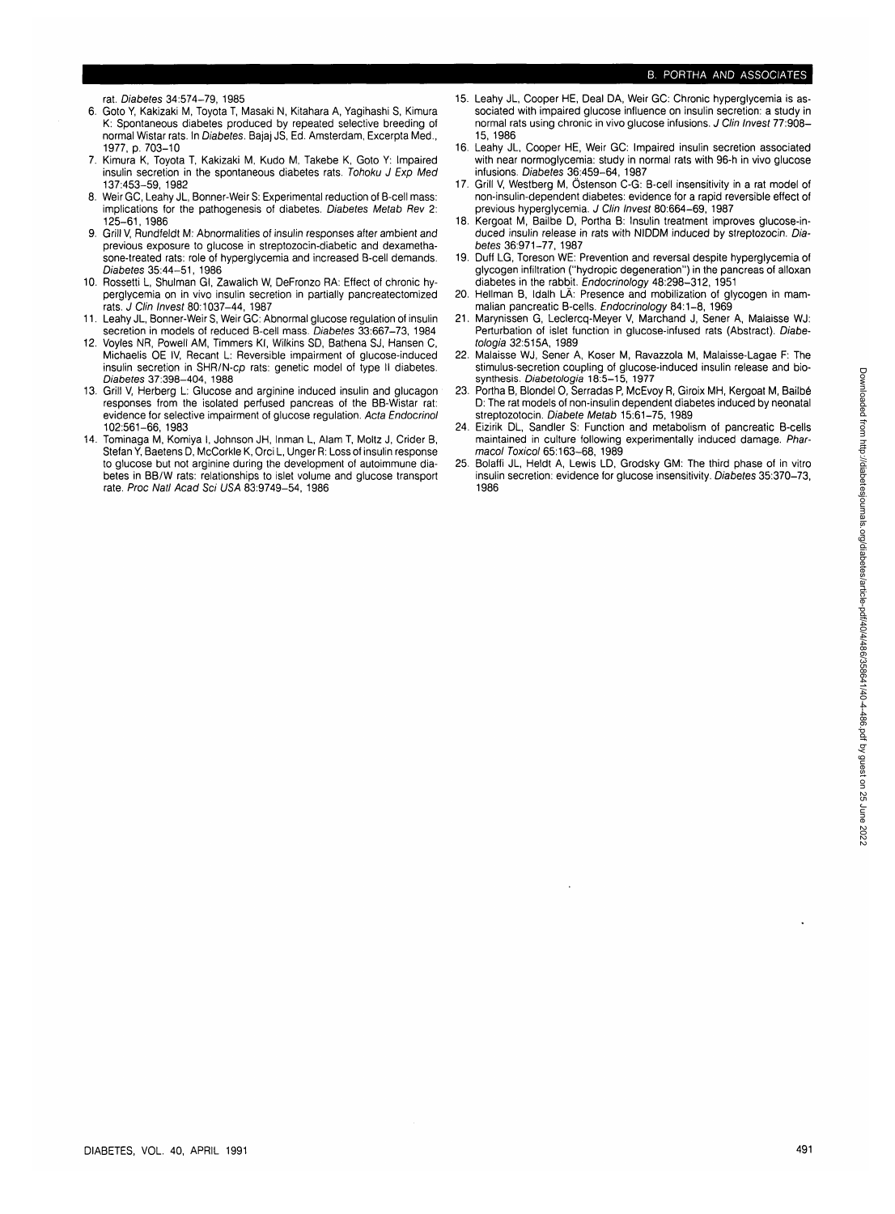rat. *Diabetes* 34:574–79, 1985

6. Goto Y, Kakizaki M, Toyota T, Masaki N, Kitahara A, Yagihashi S, Kimura K: Spontaneous diabetes produced by repeated selective breeding of normal Wistar rats. In *Diabetes*. Bajaj JS, Ed. Amsterdam, Excerpta Med., 1977, p. 703–10
7. Kimura K, Toyota T, Kakizaki M, Kudo M, Takebe K, Goto Y: Impaired insulin secretion in the spontaneous diabetes rats. *Tohoku J Exp Med* 137:453–59, 1982
8. Weir GC, Leahy JL, Bonner-Weir S: Experimental reduction of B-cell mass: implications for the pathogenesis of diabetes. *Diabetes Metab Rev* 2: 125–61, 1986
9. Grill V, Rundfeldt M: Abnormalities of insulin responses after ambient and previous exposure to glucose in streptozocin-diabetic and dexamethasone-treated rats: role of hyperglycemia and increased B-cell demands. *Diabetes* 35:44–51, 1986
10. Rossetti L, Shulman GI, Zawalich W, DeFronzo RA: Effect of chronic hyperglycemia on in vivo insulin secretion in partially pancreatectomized rats. *J Clin Invest* 80:1037–44, 1987
11. Leahy JL, Bonner-Weir S, Weir GC: Abnormal glucose regulation of insulin secretion in models of reduced B-cell mass. *Diabetes* 33:667–73, 1984
12. Voyles NR, Powell AM, Timmers KI, Wilkins SD, Bathena SJ, Hansen C, Michaelis OE IV, Recant L: Reversible impairment of glucose-induced insulin secretion in SHR/N-*cp* rats: genetic model of type II diabetes. *Diabetes* 37:398–404, 1988
13. Grill V, Herberg L: Glucose and arginine induced insulin and glucagon responses from the isolated perfused pancreas of the BB-Wistar rat: evidence for selective impairment of glucose regulation. *Acta Endocrinol* 102:561–66, 1983
14. Tominaga M, Komiya I, Johnson JH, Inman L, Alam T, Moltz J, Crider B, Stefan Y, Baetens D, McCorkle K, Orci L, Unger R: Loss of insulin response to glucose but not arginine during the development of autoimmune diabetes in BB/W rats: relationships to islet volume and glucose transport rate. *Proc Natl Acad Sci USA* 83:9749–54, 1986
15. Leahy JL, Cooper HE, Deal DA, Weir GC: Chronic hyperglycemia is associated with impaired glucose influence on insulin secretion: a study in normal rats using chronic in vivo glucose infusions. *J Clin Invest* 77:908–15, 1986
16. Leahy JL, Cooper HE, Weir GC: Impaired insulin secretion associated with near normoglycemia: study in normal rats with 96-h in vivo glucose infusions. *Diabetes* 36:459–64, 1987
17. Grill V, Westberg M, Östenson C-G: B-cell insensitivity in a rat model of non-insulin-dependent diabetes: evidence for a rapid reversible effect of previous hyperglycemia. *J Clin Invest* 80:664–69, 1987
18. Kergoat M, Bailbe D, Portha B: Insulin treatment improves glucose-induced insulin release in rats with NIDDM induced by streptozocin. *Diabetes* 36:971–77, 1987
19. Duff LG, Toreson WE: Prevention and reversal despite hyperglycemia of glycogen infiltration ("hydropic degeneration") in the pancreas of alloxan diabetes in the rabbit. *Endocrinology* 48:298–312, 1951
20. Hellman B, Idahl LÅ: Presence and mobilization of glycogen in mammalian pancreatic B-cells. *Endocrinology* 84:1–8, 1969
21. Marynissen G, Leclercq-Meyer V, Marchand J, Sener A, Malaisse WJ: Perturbation of islet function in glucose-infused rats (Abstract). *Diabetologia* 32:515A, 1989
22. Malaisse WJ, Sener A, Koser M, Ravazzola M, Malaisse-Lagae F: The stimulus-secretion coupling of glucose-induced insulin release and biosynthesis. *Diabetologia* 18:5–15, 1977
23. Portha B, Blondel O, Serradas P, McEvoy R, Giroix MH, Kergoat M, Bailbé D: The rat models of non-insulin dependent diabetes induced by neonatal streptozotocin. *Diabete Metab* 15:61–75, 1989
24. Eizirik DL, Sandler S: Function and metabolism of pancreatic B-cells maintained in culture following experimentally induced damage. *Pharmacol Toxicol* 65:163–68, 1989
25. Bolaffi JL, Heldt A, Lewis LD, Grodsky GM: The third phase of in vitro insulin secretion: evidence for glucose insensitivity. *Diabetes* 35:370–73, 1986